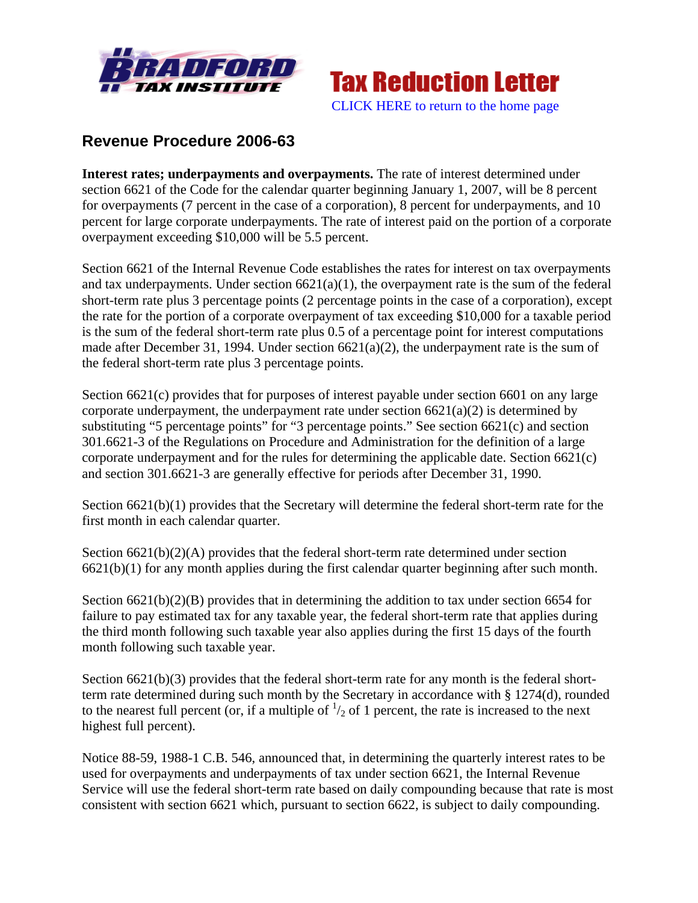Bradford Tax Institute — Tax Reduction Letter

CLICK HERE to return to the home page

## Revenue Procedure 2006-63

**Interest rates; underpayments and overpayments.** The rate of interest determined under section 6621 of the Code for the calendar quarter beginning January 1, 2007, will be 8 percent for overpayments (7 percent in the case of a corporation), 8 percent for underpayments, and 10 percent for large corporate underpayments. The rate of interest paid on the portion of a corporate overpayment exceeding $10,000 will be 5.5 percent.

Section 6621 of the Internal Revenue Code establishes the rates for interest on tax overpayments and tax underpayments. Under section 6621(a)(1), the overpayment rate is the sum of the federal short-term rate plus 3 percentage points (2 percentage points in the case of a corporation), except the rate for the portion of a corporate overpayment of tax exceeding $10,000 for a taxable period is the sum of the federal short-term rate plus 0.5 of a percentage point for interest computations made after December 31, 1994. Under section 6621(a)(2), the underpayment rate is the sum of the federal short-term rate plus 3 percentage points.

Section 6621(c) provides that for purposes of interest payable under section 6601 on any large corporate underpayment, the underpayment rate under section 6621(a)(2) is determined by substituting "5 percentage points" for "3 percentage points." See section 6621(c) and section 301.6621-3 of the Regulations on Procedure and Administration for the definition of a large corporate underpayment and for the rules for determining the applicable date. Section 6621(c) and section 301.6621-3 are generally effective for periods after December 31, 1990.

Section 6621(b)(1) provides that the Secretary will determine the federal short-term rate for the first month in each calendar quarter.

Section 6621(b)(2)(A) provides that the federal short-term rate determined under section 6621(b)(1) for any month applies during the first calendar quarter beginning after such month.

Section 6621(b)(2)(B) provides that in determining the addition to tax under section 6654 for failure to pay estimated tax for any taxable year, the federal short-term rate that applies during the third month following such taxable year also applies during the first 15 days of the fourth month following such taxable year.

Section 6621(b)(3) provides that the federal short-term rate for any month is the federal short-term rate determined during such month by the Secretary in accordance with § 1274(d), rounded to the nearest full percent (or, if a multiple of $^1/_2$ of 1 percent, the rate is increased to the next highest full percent).

Notice 88-59, 1988-1 C.B. 546, announced that, in determining the quarterly interest rates to be used for overpayments and underpayments of tax under section 6621, the Internal Revenue Service will use the federal short-term rate based on daily compounding because that rate is most consistent with section 6621 which, pursuant to section 6622, is subject to daily compounding.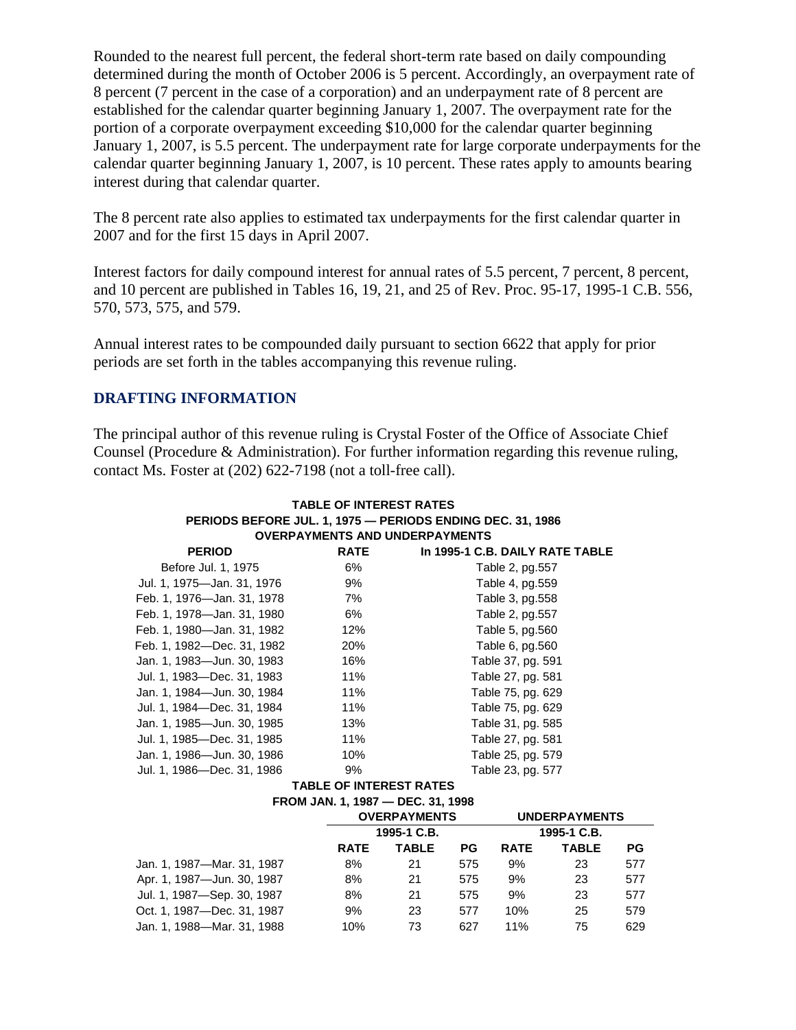Rounded to the nearest full percent, the federal short-term rate based on daily compounding determined during the month of October 2006 is 5 percent. Accordingly, an overpayment rate of 8 percent (7 percent in the case of a corporation) and an underpayment rate of 8 percent are established for the calendar quarter beginning January 1, 2007. The overpayment rate for the portion of a corporate overpayment exceeding $10,000 for the calendar quarter beginning January 1, 2007, is 5.5 percent. The underpayment rate for large corporate underpayments for the calendar quarter beginning January 1, 2007, is 10 percent. These rates apply to amounts bearing interest during that calendar quarter.

The 8 percent rate also applies to estimated tax underpayments for the first calendar quarter in 2007 and for the first 15 days in April 2007.

Interest factors for daily compound interest for annual rates of 5.5 percent, 7 percent, 8 percent, and 10 percent are published in Tables 16, 19, 21, and 25 of Rev. Proc. 95-17, 1995-1 C.B. 556, 570, 573, 575, and 579.

Annual interest rates to be compounded daily pursuant to section 6622 that apply for prior periods are set forth in the tables accompanying this revenue ruling.

## DRAFTING INFORMATION

The principal author of this revenue ruling is Crystal Foster of the Office of Associate Chief Counsel (Procedure & Administration). For further information regarding this revenue ruling, contact Ms. Foster at (202) 622-7198 (not a toll-free call).

**TABLE OF INTEREST RATES**
**PERIODS BEFORE JUL. 1, 1975 — PERIODS ENDING DEC. 31, 1986**
**OVERPAYMENTS AND UNDERPAYMENTS**

| PERIOD | RATE | In 1995-1 C.B. DAILY RATE TABLE |
|---|---|---|
| Before Jul. 1, 1975 | 6% | Table 2, pg.557 |
| Jul. 1, 1975—Jan. 31, 1976 | 9% | Table 4, pg.559 |
| Feb. 1, 1976—Jan. 31, 1978 | 7% | Table 3, pg.558 |
| Feb. 1, 1978—Jan. 31, 1980 | 6% | Table 2, pg.557 |
| Feb. 1, 1980—Jan. 31, 1982 | 12% | Table 5, pg.560 |
| Feb. 1, 1982—Dec. 31, 1982 | 20% | Table 6, pg.560 |
| Jan. 1, 1983—Jun. 30, 1983 | 16% | Table 37, pg. 591 |
| Jul. 1, 1983—Dec. 31, 1983 | 11% | Table 27, pg. 581 |
| Jan. 1, 1984—Jun. 30, 1984 | 11% | Table 75, pg. 629 |
| Jul. 1, 1984—Dec. 31, 1984 | 11% | Table 75, pg. 629 |
| Jan. 1, 1985—Jun. 30, 1985 | 13% | Table 31, pg. 585 |
| Jul. 1, 1985—Dec. 31, 1985 | 11% | Table 27, pg. 581 |
| Jan. 1, 1986—Jun. 30, 1986 | 10% | Table 25, pg. 579 |
| Jul. 1, 1986—Dec. 31, 1986 | 9% | Table 23, pg. 577 |

**TABLE OF INTEREST RATES**
**FROM JAN. 1, 1987 — DEC. 31, 1998**

| | OVERPAYMENTS | | | UNDERPAYMENTS | | |
|---|---|---|---|---|---|---|
| | 1995-1 C.B. | | | 1995-1 C.B. | | |
| | RATE | TABLE | PG | RATE | TABLE | PG |
| Jan. 1, 1987—Mar. 31, 1987 | 8% | 21 | 575 | 9% | 23 | 577 |
| Apr. 1, 1987—Jun. 30, 1987 | 8% | 21 | 575 | 9% | 23 | 577 |
| Jul. 1, 1987—Sep. 30, 1987 | 8% | 21 | 575 | 9% | 23 | 577 |
| Oct. 1, 1987—Dec. 31, 1987 | 9% | 23 | 577 | 10% | 25 | 579 |
| Jan. 1, 1988—Mar. 31, 1988 | 10% | 73 | 627 | 11% | 75 | 629 |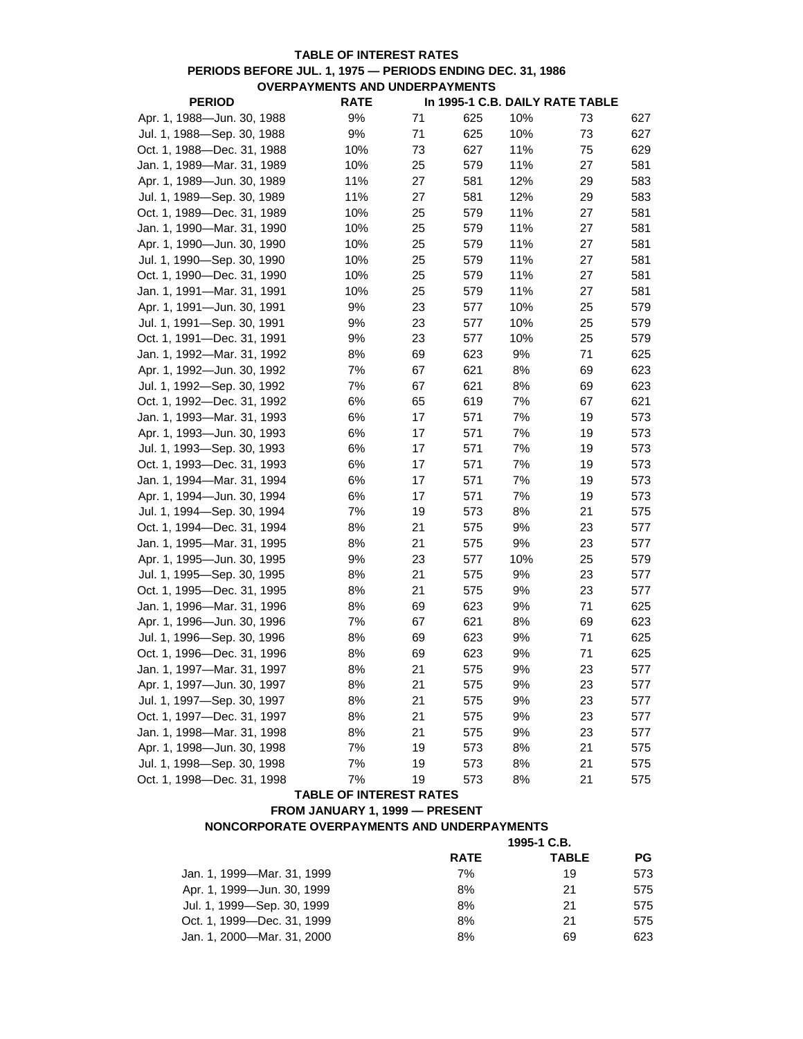**TABLE OF INTEREST RATES**

**PERIODS BEFORE JUL. 1, 1975 — PERIODS ENDING DEC. 31, 1986**

**OVERPAYMENTS AND UNDERPAYMENTS**

| PERIOD | RATE | In 1995-1 C.B. DAILY RATE TABLE | | | | |
|---|---|---|---|---|---|---|
| Apr. 1, 1988—Jun. 30, 1988 | 9% | 71 | 625 | 10% | 73 | 627 |
| Jul. 1, 1988—Sep. 30, 1988 | 9% | 71 | 625 | 10% | 73 | 627 |
| Oct. 1, 1988—Dec. 31, 1988 | 10% | 73 | 627 | 11% | 75 | 629 |
| Jan. 1, 1989—Mar. 31, 1989 | 10% | 25 | 579 | 11% | 27 | 581 |
| Apr. 1, 1989—Jun. 30, 1989 | 11% | 27 | 581 | 12% | 29 | 583 |
| Jul. 1, 1989—Sep. 30, 1989 | 11% | 27 | 581 | 12% | 29 | 583 |
| Oct. 1, 1989—Dec. 31, 1989 | 10% | 25 | 579 | 11% | 27 | 581 |
| Jan. 1, 1990—Mar. 31, 1990 | 10% | 25 | 579 | 11% | 27 | 581 |
| Apr. 1, 1990—Jun. 30, 1990 | 10% | 25 | 579 | 11% | 27 | 581 |
| Jul. 1, 1990—Sep. 30, 1990 | 10% | 25 | 579 | 11% | 27 | 581 |
| Oct. 1, 1990—Dec. 31, 1990 | 10% | 25 | 579 | 11% | 27 | 581 |
| Jan. 1, 1991—Mar. 31, 1991 | 10% | 25 | 579 | 11% | 27 | 581 |
| Apr. 1, 1991—Jun. 30, 1991 | 9% | 23 | 577 | 10% | 25 | 579 |
| Jul. 1, 1991—Sep. 30, 1991 | 9% | 23 | 577 | 10% | 25 | 579 |
| Oct. 1, 1991—Dec. 31, 1991 | 9% | 23 | 577 | 10% | 25 | 579 |
| Jan. 1, 1992—Mar. 31, 1992 | 8% | 69 | 623 | 9% | 71 | 625 |
| Apr. 1, 1992—Jun. 30, 1992 | 7% | 67 | 621 | 8% | 69 | 623 |
| Jul. 1, 1992—Sep. 30, 1992 | 7% | 67 | 621 | 8% | 69 | 623 |
| Oct. 1, 1992—Dec. 31, 1992 | 6% | 65 | 619 | 7% | 67 | 621 |
| Jan. 1, 1993—Mar. 31, 1993 | 6% | 17 | 571 | 7% | 19 | 573 |
| Apr. 1, 1993—Jun. 30, 1993 | 6% | 17 | 571 | 7% | 19 | 573 |
| Jul. 1, 1993—Sep. 30, 1993 | 6% | 17 | 571 | 7% | 19 | 573 |
| Oct. 1, 1993—Dec. 31, 1993 | 6% | 17 | 571 | 7% | 19 | 573 |
| Jan. 1, 1994—Mar. 31, 1994 | 6% | 17 | 571 | 7% | 19 | 573 |
| Apr. 1, 1994—Jun. 30, 1994 | 6% | 17 | 571 | 7% | 19 | 573 |
| Jul. 1, 1994—Sep. 30, 1994 | 7% | 19 | 573 | 8% | 21 | 575 |
| Oct. 1, 1994—Dec. 31, 1994 | 8% | 21 | 575 | 9% | 23 | 577 |
| Jan. 1, 1995—Mar. 31, 1995 | 8% | 21 | 575 | 9% | 23 | 577 |
| Apr. 1, 1995—Jun. 30, 1995 | 9% | 23 | 577 | 10% | 25 | 579 |
| Jul. 1, 1995—Sep. 30, 1995 | 8% | 21 | 575 | 9% | 23 | 577 |
| Oct. 1, 1995—Dec. 31, 1995 | 8% | 21 | 575 | 9% | 23 | 577 |
| Jan. 1, 1996—Mar. 31, 1996 | 8% | 69 | 623 | 9% | 71 | 625 |
| Apr. 1, 1996—Jun. 30, 1996 | 7% | 67 | 621 | 8% | 69 | 623 |
| Jul. 1, 1996—Sep. 30, 1996 | 8% | 69 | 623 | 9% | 71 | 625 |
| Oct. 1, 1996—Dec. 31, 1996 | 8% | 69 | 623 | 9% | 71 | 625 |
| Jan. 1, 1997—Mar. 31, 1997 | 8% | 21 | 575 | 9% | 23 | 577 |
| Apr. 1, 1997—Jun. 30, 1997 | 8% | 21 | 575 | 9% | 23 | 577 |
| Jul. 1, 1997—Sep. 30, 1997 | 8% | 21 | 575 | 9% | 23 | 577 |
| Oct. 1, 1997—Dec. 31, 1997 | 8% | 21 | 575 | 9% | 23 | 577 |
| Jan. 1, 1998—Mar. 31, 1998 | 8% | 21 | 575 | 9% | 23 | 577 |
| Apr. 1, 1998—Jun. 30, 1998 | 7% | 19 | 573 | 8% | 21 | 575 |
| Jul. 1, 1998—Sep. 30, 1998 | 7% | 19 | 573 | 8% | 21 | 575 |
| Oct. 1, 1998—Dec. 31, 1998 | 7% | 19 | 573 | 8% | 21 | 575 |

**TABLE OF INTEREST RATES**

**FROM JANUARY 1, 1999 — PRESENT**

**NONCORPORATE OVERPAYMENTS AND UNDERPAYMENTS**

| | | 1995-1 C.B. | |
|---|---|---|---|
| | RATE | TABLE | PG |
| Jan. 1, 1999—Mar. 31, 1999 | 7% | 19 | 573 |
| Apr. 1, 1999—Jun. 30, 1999 | 8% | 21 | 575 |
| Jul. 1, 1999—Sep. 30, 1999 | 8% | 21 | 575 |
| Oct. 1, 1999—Dec. 31, 1999 | 8% | 21 | 575 |
| Jan. 1, 2000—Mar. 31, 2000 | 8% | 69 | 623 |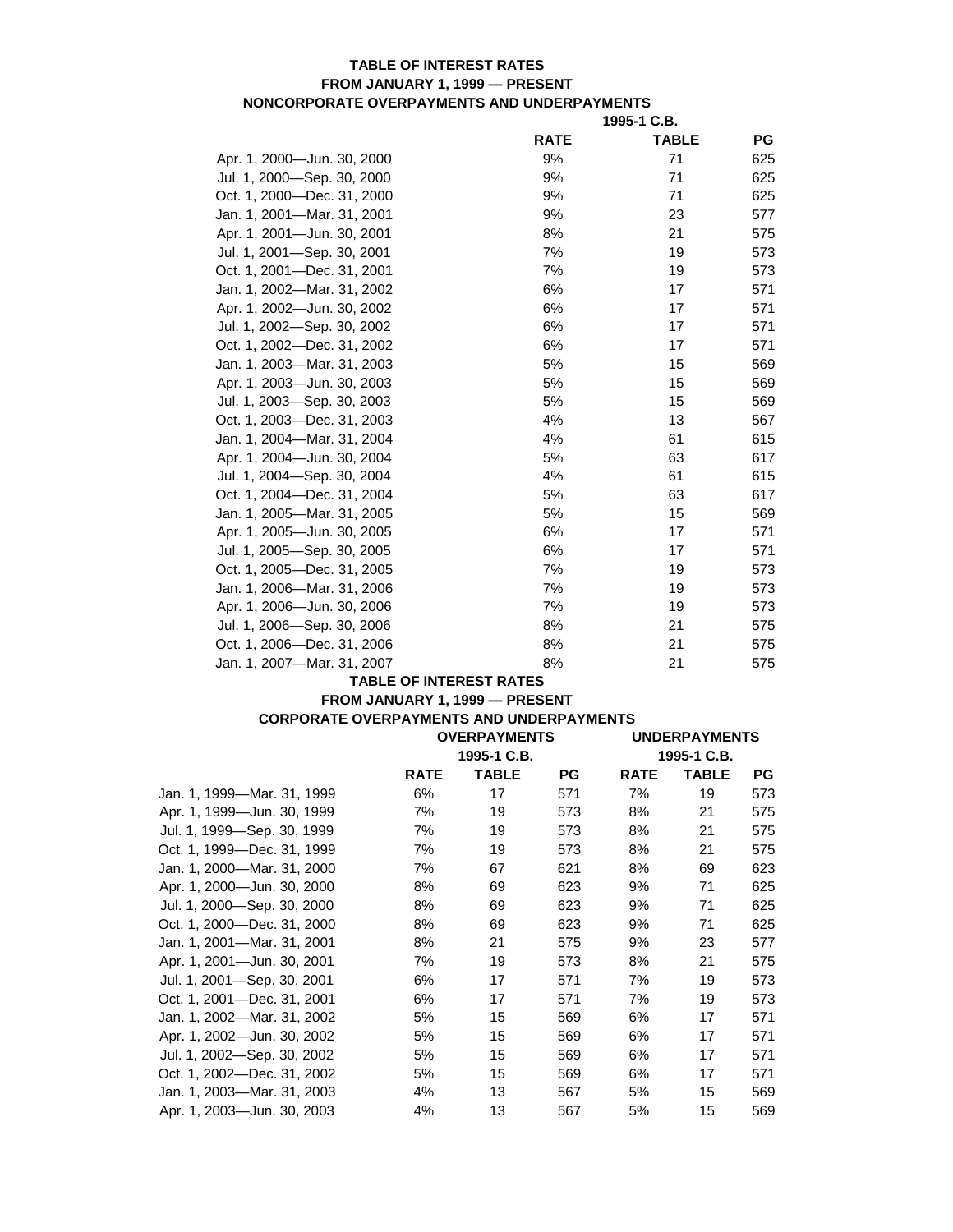**TABLE OF INTEREST RATES**
**FROM JANUARY 1, 1999 — PRESENT**
**NONCORPORATE OVERPAYMENTS AND UNDERPAYMENTS**

| | | 1995-1 C.B. | |
|---|---|---|---|
| | **RATE** | **TABLE** | **PG** |
| Apr. 1, 2000—Jun. 30, 2000 | 9% | 71 | 625 |
| Jul. 1, 2000—Sep. 30, 2000 | 9% | 71 | 625 |
| Oct. 1, 2000—Dec. 31, 2000 | 9% | 71 | 625 |
| Jan. 1, 2001—Mar. 31, 2001 | 9% | 23 | 577 |
| Apr. 1, 2001—Jun. 30, 2001 | 8% | 21 | 575 |
| Jul. 1, 2001—Sep. 30, 2001 | 7% | 19 | 573 |
| Oct. 1, 2001—Dec. 31, 2001 | 7% | 19 | 573 |
| Jan. 1, 2002—Mar. 31, 2002 | 6% | 17 | 571 |
| Apr. 1, 2002—Jun. 30, 2002 | 6% | 17 | 571 |
| Jul. 1, 2002—Sep. 30, 2002 | 6% | 17 | 571 |
| Oct. 1, 2002—Dec. 31, 2002 | 6% | 17 | 571 |
| Jan. 1, 2003—Mar. 31, 2003 | 5% | 15 | 569 |
| Apr. 1, 2003—Jun. 30, 2003 | 5% | 15 | 569 |
| Jul. 1, 2003—Sep. 30, 2003 | 5% | 15 | 569 |
| Oct. 1, 2003—Dec. 31, 2003 | 4% | 13 | 567 |
| Jan. 1, 2004—Mar. 31, 2004 | 4% | 61 | 615 |
| Apr. 1, 2004—Jun. 30, 2004 | 5% | 63 | 617 |
| Jul. 1, 2004—Sep. 30, 2004 | 4% | 61 | 615 |
| Oct. 1, 2004—Dec. 31, 2004 | 5% | 63 | 617 |
| Jan. 1, 2005—Mar. 31, 2005 | 5% | 15 | 569 |
| Apr. 1, 2005—Jun. 30, 2005 | 6% | 17 | 571 |
| Jul. 1, 2005—Sep. 30, 2005 | 6% | 17 | 571 |
| Oct. 1, 2005—Dec. 31, 2005 | 7% | 19 | 573 |
| Jan. 1, 2006—Mar. 31, 2006 | 7% | 19 | 573 |
| Apr. 1, 2006—Jun. 30, 2006 | 7% | 19 | 573 |
| Jul. 1, 2006—Sep. 30, 2006 | 8% | 21 | 575 |
| Oct. 1, 2006—Dec. 31, 2006 | 8% | 21 | 575 |
| Jan. 1, 2007—Mar. 31, 2007 | 8% | 21 | 575 |

**TABLE OF INTEREST RATES**
**FROM JANUARY 1, 1999 — PRESENT**
**CORPORATE OVERPAYMENTS AND UNDERPAYMENTS**

| | OVERPAYMENTS | | | UNDERPAYMENTS | | |
|---|---|---|---|---|---|---|
| | | 1995-1 C.B. | | | 1995-1 C.B. | |
| | **RATE** | **TABLE** | **PG** | **RATE** | **TABLE** | **PG** |
| Jan. 1, 1999—Mar. 31, 1999 | 6% | 17 | 571 | 7% | 19 | 573 |
| Apr. 1, 1999—Jun. 30, 1999 | 7% | 19 | 573 | 8% | 21 | 575 |
| Jul. 1, 1999—Sep. 30, 1999 | 7% | 19 | 573 | 8% | 21 | 575 |
| Oct. 1, 1999—Dec. 31, 1999 | 7% | 19 | 573 | 8% | 21 | 575 |
| Jan. 1, 2000—Mar. 31, 2000 | 7% | 67 | 621 | 8% | 69 | 623 |
| Apr. 1, 2000—Jun. 30, 2000 | 8% | 69 | 623 | 9% | 71 | 625 |
| Jul. 1, 2000—Sep. 30, 2000 | 8% | 69 | 623 | 9% | 71 | 625 |
| Oct. 1, 2000—Dec. 31, 2000 | 8% | 69 | 623 | 9% | 71 | 625 |
| Jan. 1, 2001—Mar. 31, 2001 | 8% | 21 | 575 | 9% | 23 | 577 |
| Apr. 1, 2001—Jun. 30, 2001 | 7% | 19 | 573 | 8% | 21 | 575 |
| Jul. 1, 2001—Sep. 30, 2001 | 6% | 17 | 571 | 7% | 19 | 573 |
| Oct. 1, 2001—Dec. 31, 2001 | 6% | 17 | 571 | 7% | 19 | 573 |
| Jan. 1, 2002—Mar. 31, 2002 | 5% | 15 | 569 | 6% | 17 | 571 |
| Apr. 1, 2002—Jun. 30, 2002 | 5% | 15 | 569 | 6% | 17 | 571 |
| Jul. 1, 2002—Sep. 30, 2002 | 5% | 15 | 569 | 6% | 17 | 571 |
| Oct. 1, 2002—Dec. 31, 2002 | 5% | 15 | 569 | 6% | 17 | 571 |
| Jan. 1, 2003—Mar. 31, 2003 | 4% | 13 | 567 | 5% | 15 | 569 |
| Apr. 1, 2003—Jun. 30, 2003 | 4% | 13 | 567 | 5% | 15 | 569 |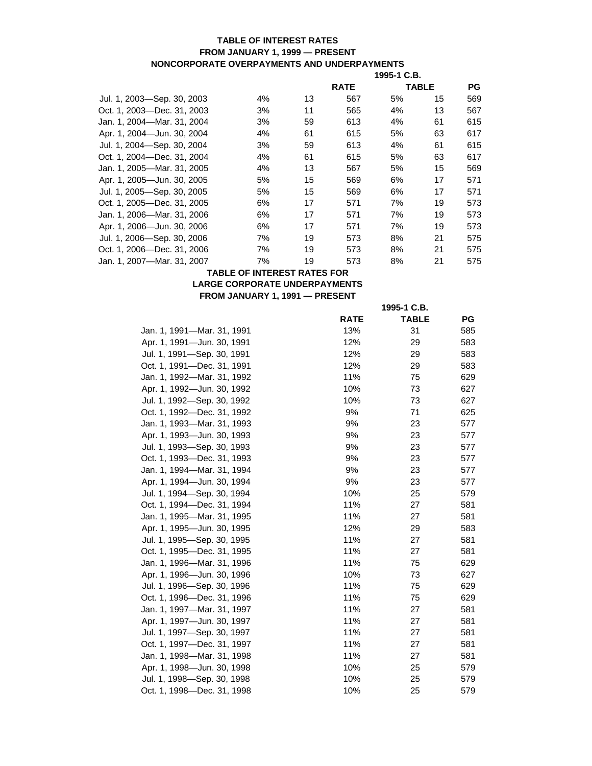### TABLE OF INTEREST RATES
### FROM JANUARY 1, 1999 — PRESENT
### NONCORPORATE OVERPAYMENTS AND UNDERPAYMENTS

| | | 1995-1 C.B. | | | | |
|---|---|---|---|---|---|---|
| | | | RATE | TABLE | | PG |
| Jul. 1, 2003—Sep. 30, 2003 | 4% | 13 | 567 | 5% | 15 | 569 |
| Oct. 1, 2003—Dec. 31, 2003 | 3% | 11 | 565 | 4% | 13 | 567 |
| Jan. 1, 2004—Mar. 31, 2004 | 3% | 59 | 613 | 4% | 61 | 615 |
| Apr. 1, 2004—Jun. 30, 2004 | 4% | 61 | 615 | 5% | 63 | 617 |
| Jul. 1, 2004—Sep. 30, 2004 | 3% | 59 | 613 | 4% | 61 | 615 |
| Oct. 1, 2004—Dec. 31, 2004 | 4% | 61 | 615 | 5% | 63 | 617 |
| Jan. 1, 2005—Mar. 31, 2005 | 4% | 13 | 567 | 5% | 15 | 569 |
| Apr. 1, 2005—Jun. 30, 2005 | 5% | 15 | 569 | 6% | 17 | 571 |
| Jul. 1, 2005—Sep. 30, 2005 | 5% | 15 | 569 | 6% | 17 | 571 |
| Oct. 1, 2005—Dec. 31, 2005 | 6% | 17 | 571 | 7% | 19 | 573 |
| Jan. 1, 2006—Mar. 31, 2006 | 6% | 17 | 571 | 7% | 19 | 573 |
| Apr. 1, 2006—Jun. 30, 2006 | 6% | 17 | 571 | 7% | 19 | 573 |
| Jul. 1, 2006—Sep. 30, 2006 | 7% | 19 | 573 | 8% | 21 | 575 |
| Oct. 1, 2006—Dec. 31, 2006 | 7% | 19 | 573 | 8% | 21 | 575 |
| Jan. 1, 2007—Mar. 31, 2007 | 7% | 19 | 573 | 8% | 21 | 575 |

### TABLE OF INTEREST RATES FOR
### LARGE CORPORATE UNDERPAYMENTS
### FROM JANUARY 1, 1991 — PRESENT

| | | 1995-1 C.B. | |
|---|---|---|---|
| | RATE | TABLE | PG |
| Jan. 1, 1991—Mar. 31, 1991 | 13% | 31 | 585 |
| Apr. 1, 1991—Jun. 30, 1991 | 12% | 29 | 583 |
| Jul. 1, 1991—Sep. 30, 1991 | 12% | 29 | 583 |
| Oct. 1, 1991—Dec. 31, 1991 | 12% | 29 | 583 |
| Jan. 1, 1992—Mar. 31, 1992 | 11% | 75 | 629 |
| Apr. 1, 1992—Jun. 30, 1992 | 10% | 73 | 627 |
| Jul. 1, 1992—Sep. 30, 1992 | 10% | 73 | 627 |
| Oct. 1, 1992—Dec. 31, 1992 | 9% | 71 | 625 |
| Jan. 1, 1993—Mar. 31, 1993 | 9% | 23 | 577 |
| Apr. 1, 1993—Jun. 30, 1993 | 9% | 23 | 577 |
| Jul. 1, 1993—Sep. 30, 1993 | 9% | 23 | 577 |
| Oct. 1, 1993—Dec. 31, 1993 | 9% | 23 | 577 |
| Jan. 1, 1994—Mar. 31, 1994 | 9% | 23 | 577 |
| Apr. 1, 1994—Jun. 30, 1994 | 9% | 23 | 577 |
| Jul. 1, 1994—Sep. 30, 1994 | 10% | 25 | 579 |
| Oct. 1, 1994—Dec. 31, 1994 | 11% | 27 | 581 |
| Jan. 1, 1995—Mar. 31, 1995 | 11% | 27 | 581 |
| Apr. 1, 1995—Jun. 30, 1995 | 12% | 29 | 583 |
| Jul. 1, 1995—Sep. 30, 1995 | 11% | 27 | 581 |
| Oct. 1, 1995—Dec. 31, 1995 | 11% | 27 | 581 |
| Jan. 1, 1996—Mar. 31, 1996 | 11% | 75 | 629 |
| Apr. 1, 1996—Jun. 30, 1996 | 10% | 73 | 627 |
| Jul. 1, 1996—Sep. 30, 1996 | 11% | 75 | 629 |
| Oct. 1, 1996—Dec. 31, 1996 | 11% | 75 | 629 |
| Jan. 1, 1997—Mar. 31, 1997 | 11% | 27 | 581 |
| Apr. 1, 1997—Jun. 30, 1997 | 11% | 27 | 581 |
| Jul. 1, 1997—Sep. 30, 1997 | 11% | 27 | 581 |
| Oct. 1, 1997—Dec. 31, 1997 | 11% | 27 | 581 |
| Jan. 1, 1998—Mar. 31, 1998 | 11% | 27 | 581 |
| Apr. 1, 1998—Jun. 30, 1998 | 10% | 25 | 579 |
| Jul. 1, 1998—Sep. 30, 1998 | 10% | 25 | 579 |
| Oct. 1, 1998—Dec. 31, 1998 | 10% | 25 | 579 |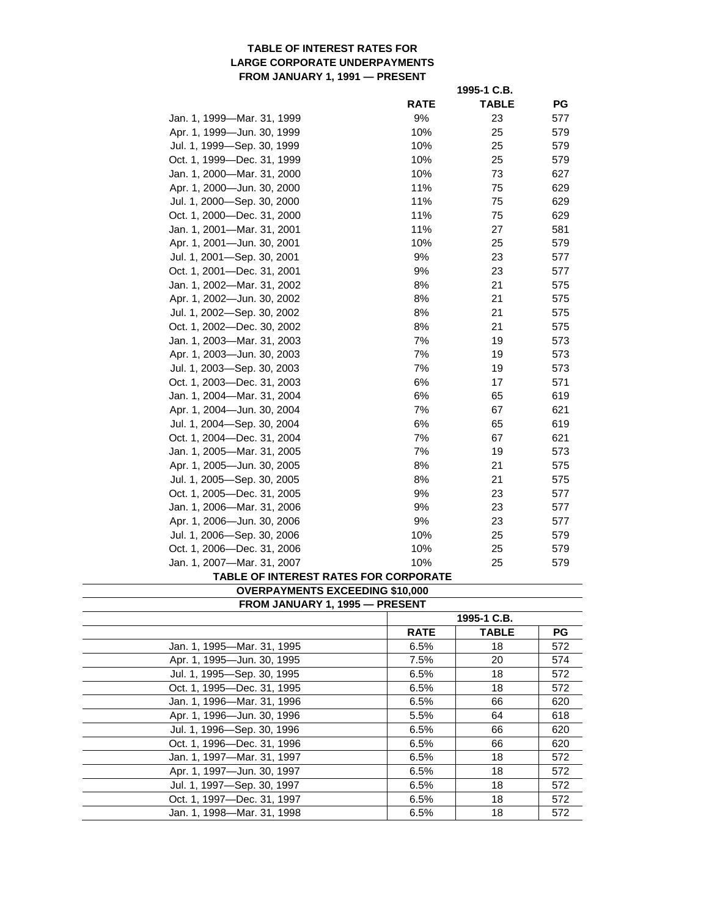## TABLE OF INTEREST RATES FOR LARGE CORPORATE UNDERPAYMENTS FROM JANUARY 1, 1991 — PRESENT

| | | 1995-1 C.B. | |
|---|---|---|---|
| | **RATE** | **TABLE** | **PG** |
| Jan. 1, 1999—Mar. 31, 1999 | 9% | 23 | 577 |
| Apr. 1, 1999—Jun. 30, 1999 | 10% | 25 | 579 |
| Jul. 1, 1999—Sep. 30, 1999 | 10% | 25 | 579 |
| Oct. 1, 1999—Dec. 31, 1999 | 10% | 25 | 579 |
| Jan. 1, 2000—Mar. 31, 2000 | 10% | 73 | 627 |
| Apr. 1, 2000—Jun. 30, 2000 | 11% | 75 | 629 |
| Jul. 1, 2000—Sep. 30, 2000 | 11% | 75 | 629 |
| Oct. 1, 2000—Dec. 31, 2000 | 11% | 75 | 629 |
| Jan. 1, 2001—Mar. 31, 2001 | 11% | 27 | 581 |
| Apr. 1, 2001—Jun. 30, 2001 | 10% | 25 | 579 |
| Jul. 1, 2001—Sep. 30, 2001 | 9% | 23 | 577 |
| Oct. 1, 2001—Dec. 31, 2001 | 9% | 23 | 577 |
| Jan. 1, 2002—Mar. 31, 2002 | 8% | 21 | 575 |
| Apr. 1, 2002—Jun. 30, 2002 | 8% | 21 | 575 |
| Jul. 1, 2002—Sep. 30, 2002 | 8% | 21 | 575 |
| Oct. 1, 2002—Dec. 30, 2002 | 8% | 21 | 575 |
| Jan. 1, 2003—Mar. 31, 2003 | 7% | 19 | 573 |
| Apr. 1, 2003—Jun. 30, 2003 | 7% | 19 | 573 |
| Jul. 1, 2003—Sep. 30, 2003 | 7% | 19 | 573 |
| Oct. 1, 2003—Dec. 31, 2003 | 6% | 17 | 571 |
| Jan. 1, 2004—Mar. 31, 2004 | 6% | 65 | 619 |
| Apr. 1, 2004—Jun. 30, 2004 | 7% | 67 | 621 |
| Jul. 1, 2004—Sep. 30, 2004 | 6% | 65 | 619 |
| Oct. 1, 2004—Dec. 31, 2004 | 7% | 67 | 621 |
| Jan. 1, 2005—Mar. 31, 2005 | 7% | 19 | 573 |
| Apr. 1, 2005—Jun. 30, 2005 | 8% | 21 | 575 |
| Jul. 1, 2005—Sep. 30, 2005 | 8% | 21 | 575 |
| Oct. 1, 2005—Dec. 31, 2005 | 9% | 23 | 577 |
| Jan. 1, 2006—Mar. 31, 2006 | 9% | 23 | 577 |
| Apr. 1, 2006—Jun. 30, 2006 | 9% | 23 | 577 |
| Jul. 1, 2006—Sep. 30, 2006 | 10% | 25 | 579 |
| Oct. 1, 2006—Dec. 31, 2006 | 10% | 25 | 579 |
| Jan. 1, 2007—Mar. 31, 2007 | 10% | 25 | 579 |

## TABLE OF INTEREST RATES FOR CORPORATE OVERPAYMENTS EXCEEDING $10,000 FROM JANUARY 1, 1995 — PRESENT

| | | 1995-1 C.B. | |
|---|---|---|---|
| | **RATE** | **TABLE** | **PG** |
| Jan. 1, 1995—Mar. 31, 1995 | 6.5% | 18 | 572 |
| Apr. 1, 1995—Jun. 30, 1995 | 7.5% | 20 | 574 |
| Jul. 1, 1995—Sep. 30, 1995 | 6.5% | 18 | 572 |
| Oct. 1, 1995—Dec. 31, 1995 | 6.5% | 18 | 572 |
| Jan. 1, 1996—Mar. 31, 1996 | 6.5% | 66 | 620 |
| Apr. 1, 1996—Jun. 30, 1996 | 5.5% | 64 | 618 |
| Jul. 1, 1996—Sep. 30, 1996 | 6.5% | 66 | 620 |
| Oct. 1, 1996—Dec. 31, 1996 | 6.5% | 66 | 620 |
| Jan. 1, 1997—Mar. 31, 1997 | 6.5% | 18 | 572 |
| Apr. 1, 1997—Jun. 30, 1997 | 6.5% | 18 | 572 |
| Jul. 1, 1997—Sep. 30, 1997 | 6.5% | 18 | 572 |
| Oct. 1, 1997—Dec. 31, 1997 | 6.5% | 18 | 572 |
| Jan. 1, 1998—Mar. 31, 1998 | 6.5% | 18 | 572 |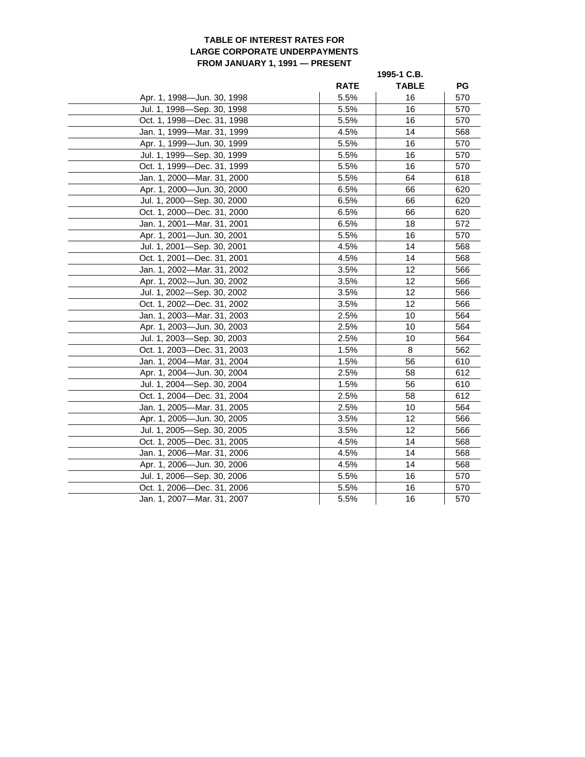**TABLE OF INTEREST RATES FOR
LARGE CORPORATE UNDERPAYMENTS
FROM JANUARY 1, 1991 — PRESENT**

| | RATE | 1995-1 C.B. TABLE | PG |
|---|---|---|---|
| Apr. 1, 1998—Jun. 30, 1998 | 5.5% | 16 | 570 |
| Jul. 1, 1998—Sep. 30, 1998 | 5.5% | 16 | 570 |
| Oct. 1, 1998—Dec. 31, 1998 | 5.5% | 16 | 570 |
| Jan. 1, 1999—Mar. 31, 1999 | 4.5% | 14 | 568 |
| Apr. 1, 1999—Jun. 30, 1999 | 5.5% | 16 | 570 |
| Jul. 1, 1999—Sep. 30, 1999 | 5.5% | 16 | 570 |
| Oct. 1, 1999—Dec. 31, 1999 | 5.5% | 16 | 570 |
| Jan. 1, 2000—Mar. 31, 2000 | 5.5% | 64 | 618 |
| Apr. 1, 2000—Jun. 30, 2000 | 6.5% | 66 | 620 |
| Jul. 1, 2000—Sep. 30, 2000 | 6.5% | 66 | 620 |
| Oct. 1, 2000—Dec. 31, 2000 | 6.5% | 66 | 620 |
| Jan. 1, 2001—Mar. 31, 2001 | 6.5% | 18 | 572 |
| Apr. 1, 2001—Jun. 30, 2001 | 5.5% | 16 | 570 |
| Jul. 1, 2001—Sep. 30, 2001 | 4.5% | 14 | 568 |
| Oct. 1, 2001—Dec. 31, 2001 | 4.5% | 14 | 568 |
| Jan. 1, 2002—Mar. 31, 2002 | 3.5% | 12 | 566 |
| Apr. 1, 2002—Jun. 30, 2002 | 3.5% | 12 | 566 |
| Jul. 1, 2002—Sep. 30, 2002 | 3.5% | 12 | 566 |
| Oct. 1, 2002—Dec. 31, 2002 | 3.5% | 12 | 566 |
| Jan. 1, 2003—Mar. 31, 2003 | 2.5% | 10 | 564 |
| Apr. 1, 2003—Jun. 30, 2003 | 2.5% | 10 | 564 |
| Jul. 1, 2003—Sep. 30, 2003 | 2.5% | 10 | 564 |
| Oct. 1, 2003—Dec. 31, 2003 | 1.5% | 8 | 562 |
| Jan. 1, 2004—Mar. 31, 2004 | 1.5% | 56 | 610 |
| Apr. 1, 2004—Jun. 30, 2004 | 2.5% | 58 | 612 |
| Jul. 1, 2004—Sep. 30, 2004 | 1.5% | 56 | 610 |
| Oct. 1, 2004—Dec. 31, 2004 | 2.5% | 58 | 612 |
| Jan. 1, 2005—Mar. 31, 2005 | 2.5% | 10 | 564 |
| Apr. 1, 2005—Jun. 30, 2005 | 3.5% | 12 | 566 |
| Jul. 1, 2005—Sep. 30, 2005 | 3.5% | 12 | 566 |
| Oct. 1, 2005—Dec. 31, 2005 | 4.5% | 14 | 568 |
| Jan. 1, 2006—Mar. 31, 2006 | 4.5% | 14 | 568 |
| Apr. 1, 2006—Jun. 30, 2006 | 4.5% | 14 | 568 |
| Jul. 1, 2006—Sep. 30, 2006 | 5.5% | 16 | 570 |
| Oct. 1, 2006—Dec. 31, 2006 | 5.5% | 16 | 570 |
| Jan. 1, 2007—Mar. 31, 2007 | 5.5% | 16 | 570 |